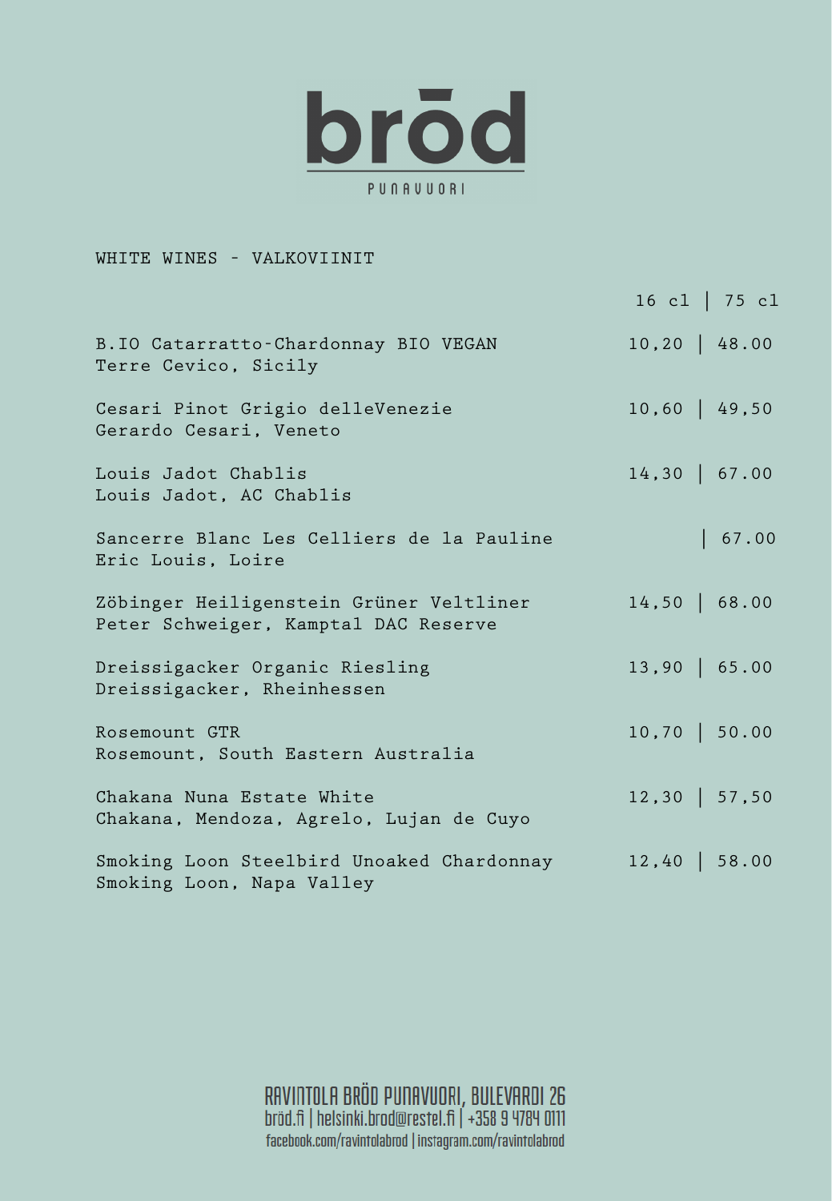# brōd

PUNAVUORI

## WHITE WINES – VALKOVIINIT

| | 16 cl | 75 cl |
|---|---|---|
| B.IO Catarratto-Chardonnay BIO VEGAN<br>Terre Cevico, Sicily | 10,20 | 48.00 |
| Cesari Pinot Grigio delleVenezie<br>Gerardo Cesari, Veneto | 10,60 | 49,50 |
| Louis Jadot Chablis<br>Louis Jadot, AC Chablis | 14,30 | 67.00 |
| Sancerre Blanc Les Celliers de la Pauline<br>Eric Louis, Loire | | 67.00 |
| Zöbinger Heiligenstein Grüner Veltliner<br>Peter Schweiger, Kamptal DAC Reserve | 14,50 | 68.00 |
| Dreissigacker Organic Riesling<br>Dreissigacker, Rheinhessen | 13,90 | 65.00 |
| Rosemount GTR<br>Rosemount, South Eastern Australia | 10,70 | 50.00 |
| Chakana Nuna Estate White<br>Chakana, Mendoza, Agrelo, Lujan de Cuyo | 12,30 | 57,50 |
| Smoking Loon Steelbird Unoaked Chardonnay<br>Smoking Loon, Napa Valley | 12,40 | 58.00 |

RAVINTOLA BRÖD PUNAVUORI, BULEVARDI 26
bröd.fi | helsinki.brod@restel.fi | +358 9 4784 0111
facebook.com/ravintolabrod | instagram.com/ravintolabrod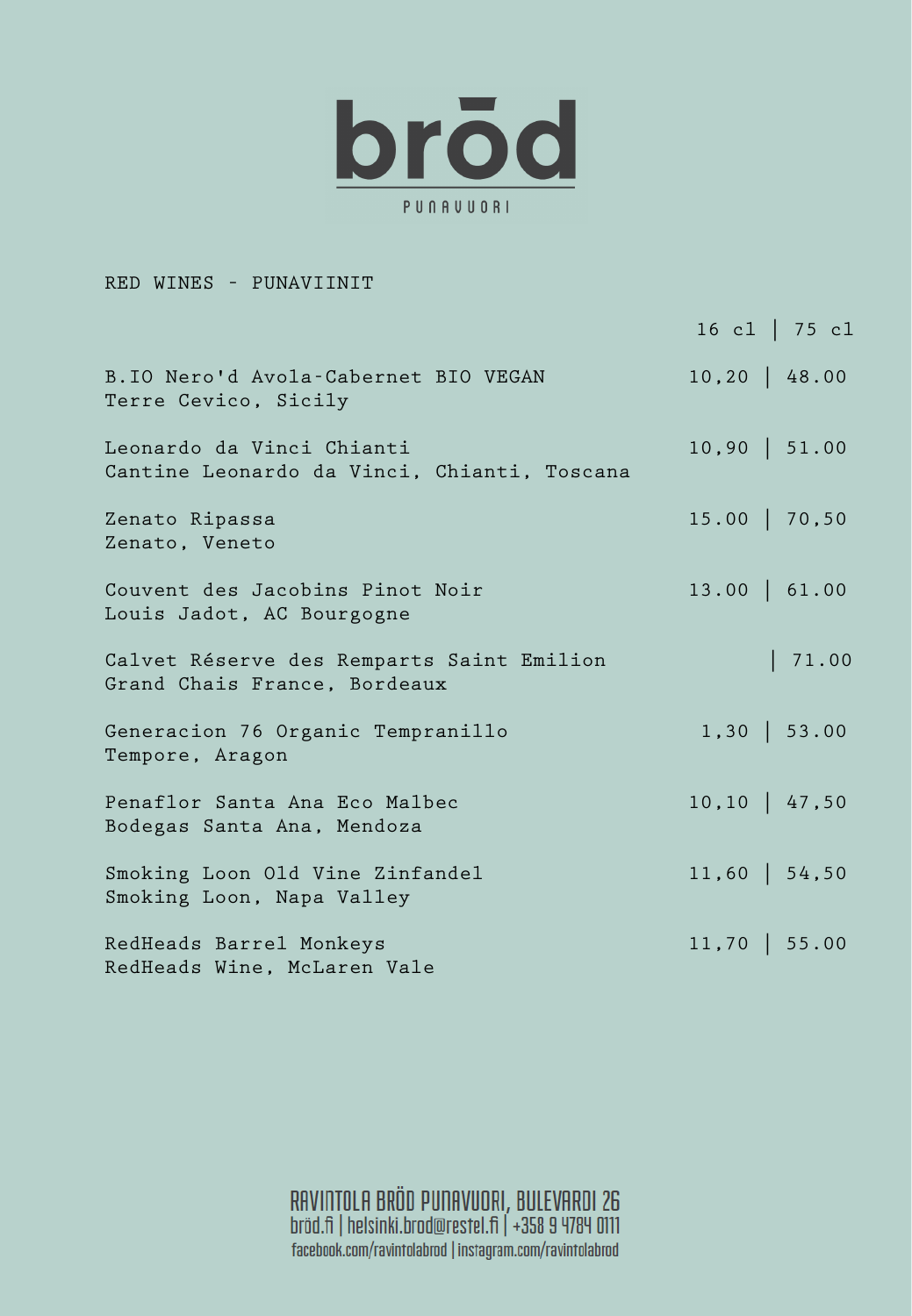# brōd

PUNAVUORI

## RED WINES – PUNAVIINIT

| | 16 cl | 75 cl |
|---|---|---|
| B.IO Nero'd Avola-Cabernet BIO VEGAN<br>Terre Cevico, Sicily | 10,20 | 48.00 |
| Leonardo da Vinci Chianti<br>Cantine Leonardo da Vinci, Chianti, Toscana | 10,90 | 51.00 |
| Zenato Ripassa<br>Zenato, Veneto | 15.00 | 70,50 |
| Couvent des Jacobins Pinot Noir<br>Louis Jadot, AC Bourgogne | 13.00 | 61.00 |
| Calvet Réserve des Remparts Saint Emilion<br>Grand Chais France, Bordeaux | | 71.00 |
| Generacion 76 Organic Tempranillo<br>Tempore, Aragon | 1,30 | 53.00 |
| Penaflor Santa Ana Eco Malbec<br>Bodegas Santa Ana, Mendoza | 10,10 | 47,50 |
| Smoking Loon Old Vine Zinfandel<br>Smoking Loon, Napa Valley | 11,60 | 54,50 |
| RedHeads Barrel Monkeys<br>RedHeads Wine, McLaren Vale | 11,70 | 55.00 |

RAVINTOLA BRÖD PUNAVUORI, BULEVARDI 26
bröd.fi | helsinki.brod@restel.fi | +358 9 4784 0111
facebook.com/ravintolabrod | instagram.com/ravintolabrod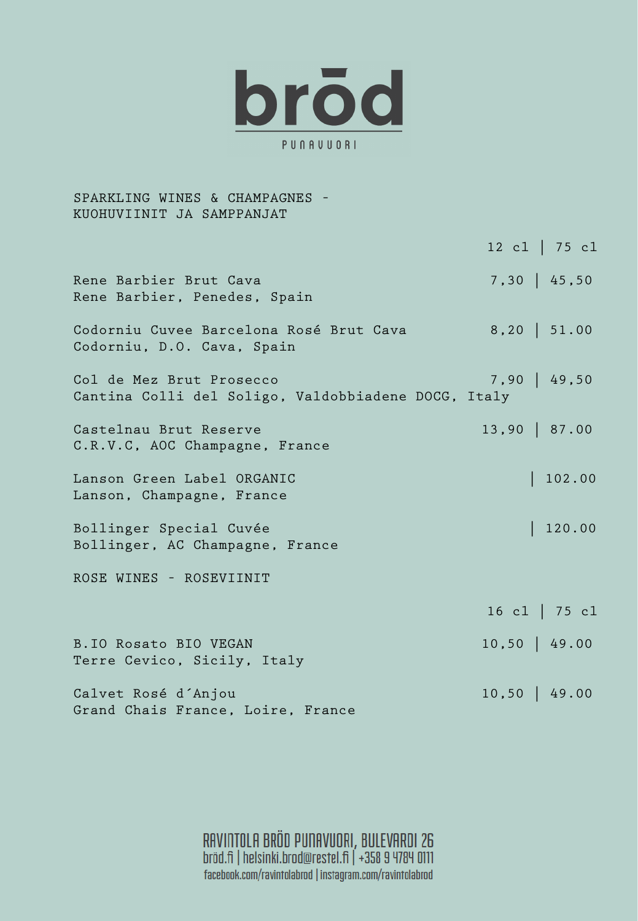# bröd

PUNAVUORI

## SPARKLING WINES & CHAMPAGNES – KUOHUVIINIT JA SAMPPANJAT

| | 12 cl | 75 cl |
|---|---|---|
| Rene Barbier Brut Cava<br>Rene Barbier, Penedes, Spain | 7,30 | 45,50 |
| Codorniu Cuvee Barcelona Rosé Brut Cava<br>Codorniu, D.O. Cava, Spain | 8,20 | 51.00 |
| Col de Mez Brut Prosecco<br>Cantina Colli del Soligo, Valdobbiadene DOCG, Italy | 7,90 | 49,50 |
| Castelnau Brut Reserve<br>C.R.V.C, AOC Champagne, France | 13,90 | 87.00 |
| Lanson Green Label ORGANIC<br>Lanson, Champagne, France | | 102.00 |
| Bollinger Special Cuvée<br>Bollinger, AC Champagne, France | | 120.00 |

## ROSE WINES – ROSEVIINIT

| | 16 cl | 75 cl |
|---|---|---|
| B.IO Rosato BIO VEGAN<br>Terre Cevico, Sicily, Italy | 10,50 | 49.00 |
| Calvet Rosé d´Anjou<br>Grand Chais France, Loire, France | 10,50 | 49.00 |

RAVINTOLA BRÖD PUNAVUORI, BULEVARDI 26
bröd.fi | helsinki.brod@restel.fi | +358 9 4784 0111
facebook.com/ravintolabrod | instagram.com/ravintolabrod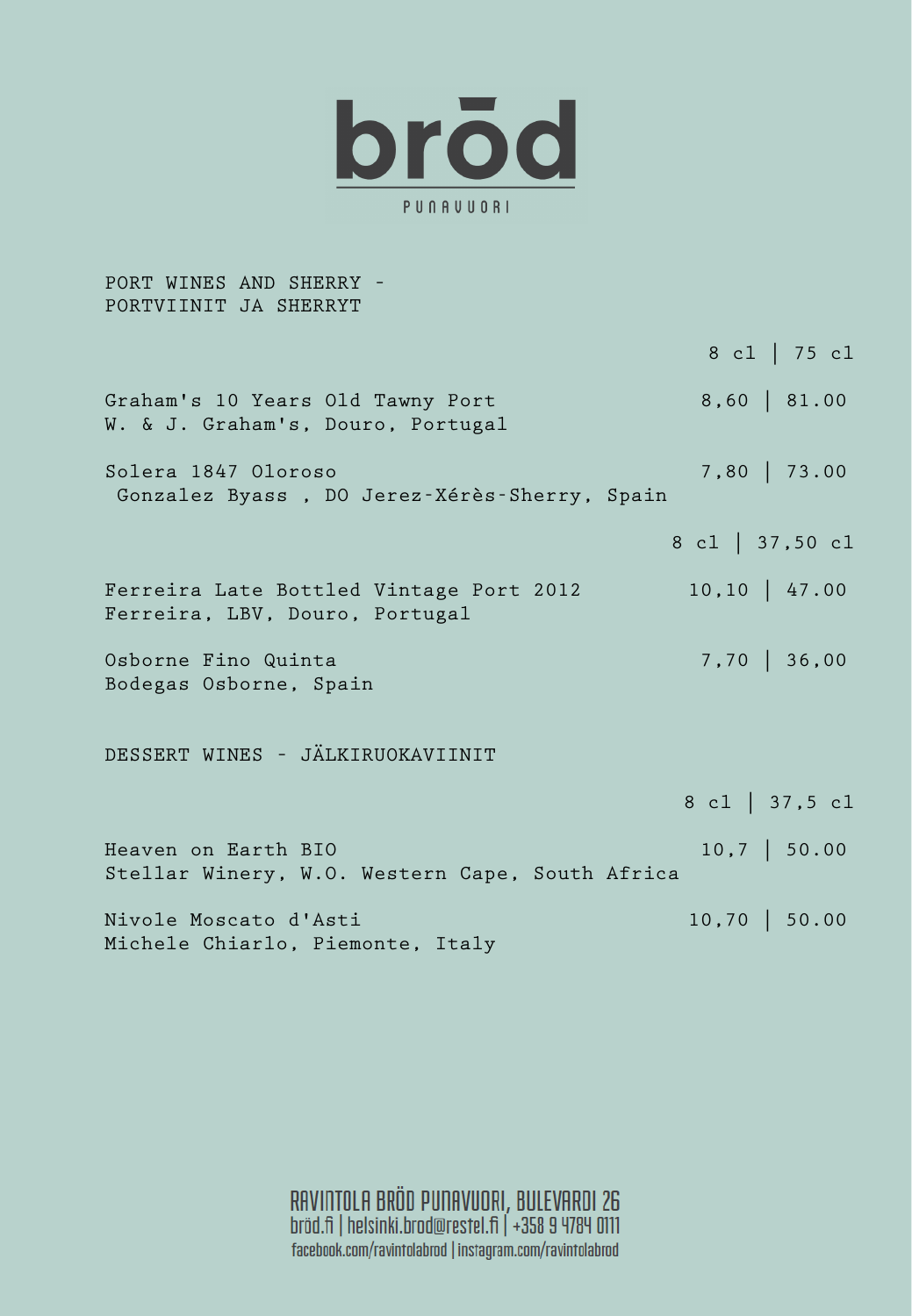# bröd

PUNAVUORI

## PORT WINES AND SHERRY – PORTVIINIT JA SHERRYT

| | 8 cl \| 75 cl |
|---|---|
| Graham's 10 Years Old Tawny Port<br>W. & J. Graham's, Douro, Portugal | 8,60 \| 81.00 |
| Solera 1847 Oloroso<br>Gonzalez Byass , DO Jerez-Xérès-Sherry, Spain | 7,80 \| 73.00 |

| | 8 cl \| 37,50 cl |
|---|---|
| Ferreira Late Bottled Vintage Port 2012<br>Ferreira, LBV, Douro, Portugal | 10,10 \| 47.00 |
| Osborne Fino Quinta<br>Bodegas Osborne, Spain | 7,70 \| 36,00 |

## DESSERT WINES – JÄLKIRUOKAVIINIT

| | 8 cl \| 37,5 cl |
|---|---|
| Heaven on Earth BIO<br>Stellar Winery, W.O. Western Cape, South Africa | 10,7 \| 50.00 |
| Nivole Moscato d'Asti<br>Michele Chiarlo, Piemonte, Italy | 10,70 \| 50.00 |

RAVINTOLA BRÖD PUNAVUORI, BULEVARDI 26
bröd.fi | helsinki.brod@restel.fi | +358 9 4784 0111
facebook.com/ravintolabrod | instagram.com/ravintolabrod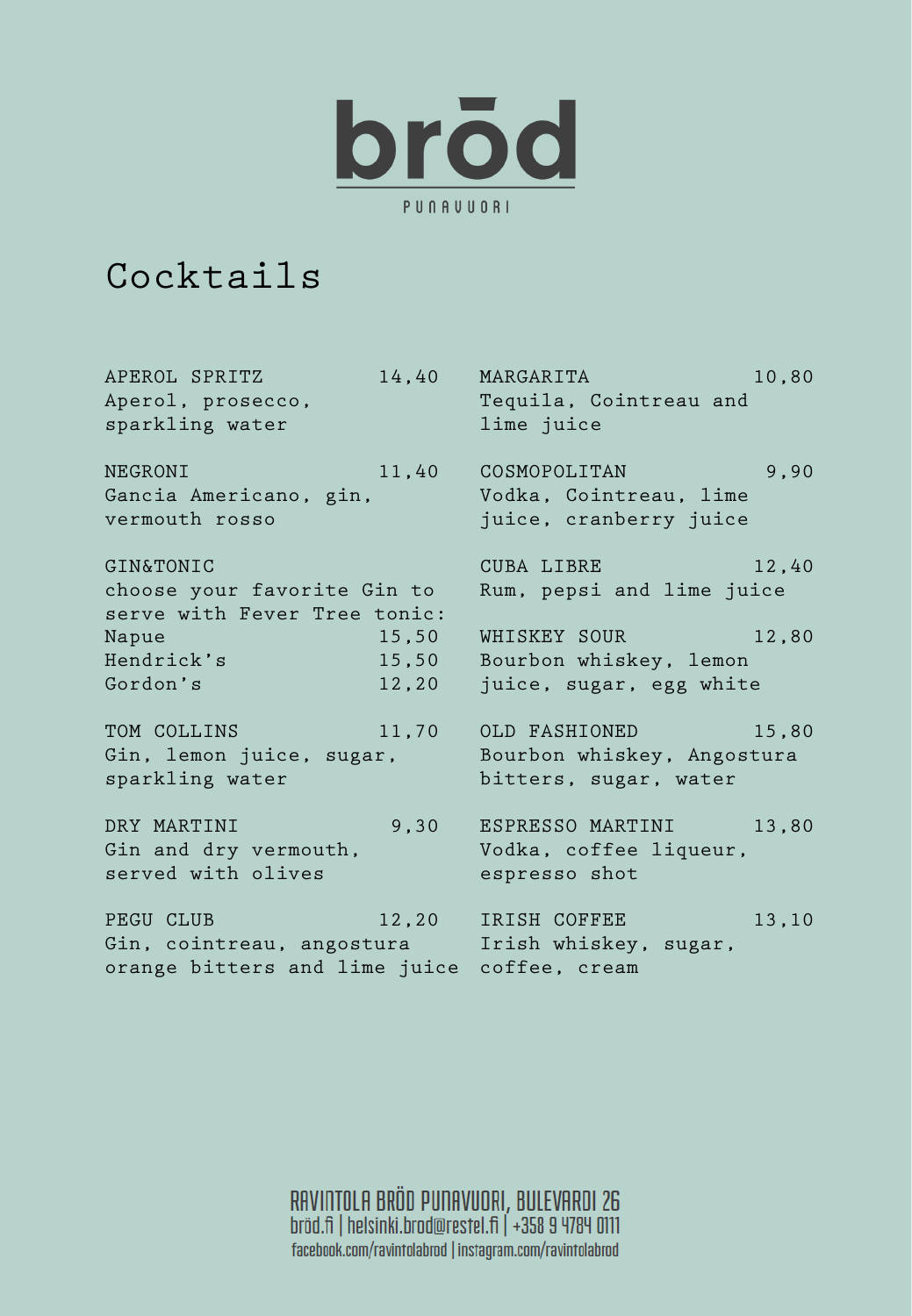# bröd

PUNAVUORI

## Cocktails

**APEROL SPRITZ** 14,40
Aperol, prosecco, sparkling water

**NEGRONI** 11,40
Gancia Americano, gin, vermouth rosso

**GIN&TONIC**
choose your favorite Gin to serve with Fever Tree tonic:
Napue 15,50
Hendrick's 15,50
Gordon's 12,20

**TOM COLLINS** 11,70
Gin, lemon juice, sugar, sparkling water

**DRY MARTINI** 9,30
Gin and dry vermouth, served with olives

**PEGU CLUB** 12,20
Gin, cointreau, angostura orange bitters and lime juice

**MARGARITA** 10,80
Tequila, Cointreau and lime juice

**COSMOPOLITAN** 9,90
Vodka, Cointreau, lime juice, cranberry juice

**CUBA LIBRE** 12,40
Rum, pepsi and lime juice

**WHISKEY SOUR** 12,80
Bourbon whiskey, lemon juice, sugar, egg white

**OLD FASHIONED** 15,80
Bourbon whiskey, Angostura bitters, sugar, water

**ESPRESSO MARTINI** 13,80
Vodka, coffee liqueur, espresso shot

**IRISH COFFEE** 13,10
Irish whiskey, sugar, coffee, cream

RAVINTOLA BRÖD PUNAVUORI, BULEVARDI 26
bröd.fi | helsinki.brod@restel.fi | +358 9 4784 0111
facebook.com/ravintolabrod | instagram.com/ravintolabrod